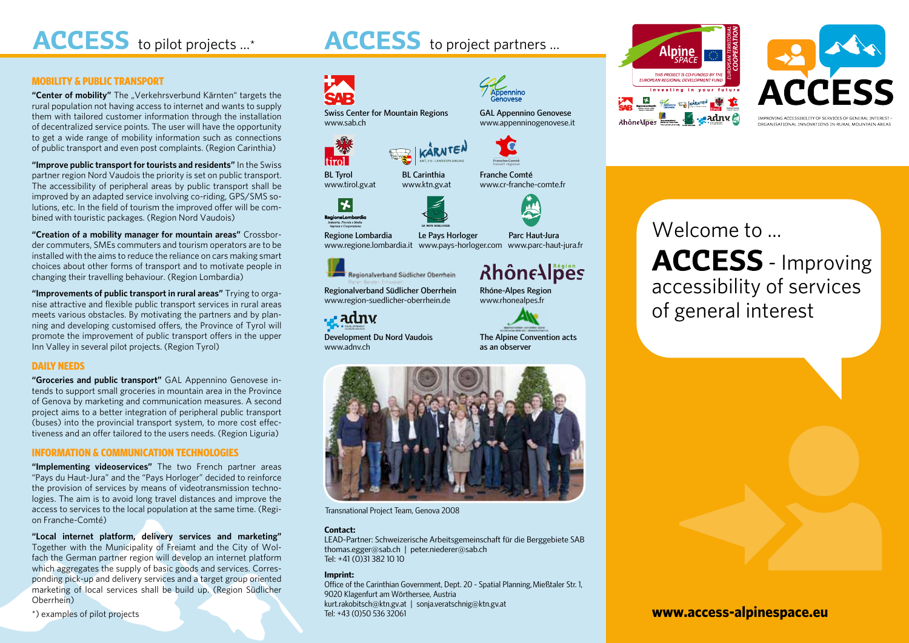# ACCESS to pilot projects ...*

## MOBILITY & PUBLIC TRANSPORT

**"Center of mobility"** The „Verkehrsverbund Kärnten" targets the rural population not having access to internet and wants to supply them with tailored customer information through the installation of decentralized service points. The user will have the opportunity to get a wide range of mobility information such as connections of public transport and even post complaints. (Region Carinthia)

**"Improve public transport for tourists and residents"** In the Swiss partner region Nord Vaudois the priority is set on public transport. The accessibility of peripheral areas by public transport shall be improved by an adapted service involving co-riding, GPS/SMS solutions, etc. In the field of tourism the improved offer will be combined with touristic packages. (Region Nord Vaudois)

**"Creation of a mobility manager for mountain areas"** Crossborder commuters, SMEs commuters and tourism operators are to be installed with the aims to reduce the reliance on cars making smart choices about other forms of transport and to motivate people in changing their travelling behaviour. (Region Lombardia)

**"Improvements of public transport in rural areas"** Trying to organise attractive and flexible public transport services in rural areas meets various obstacles. By motivating the partners and by planning and developing customised offers, the Province of Tyrol will promote the improvement of public transport offers in the upper Inn Valley in several pilot projects. (Region Tyrol)

## DAILY NEEDS

**"Groceries and public transport"** GAL Appennino Genovese intends to support small groceries in mountain area in the Province of Genova by marketing and communication measures. A second project aims to a better integration of peripheral public transport (buses) into the provincial transport system, to more cost effectiveness and an offer tailored to the users needs. (Region Liguria)

## INFORMATION & COMMUNICATION TECHNOLOGIES

**"Implementing videoservices"** The two French partner areas "Pays du Haut-Jura" and the "Pays Horloger" decided to reinforce the provision of services by means of videotransmission technologies. The aim is to avoid long travel distances and improve the access to services to the local population at the same time. (Region Franche-Comté)

**"Local internet platform, delivery services and marketing"** Together with the Municipality of Freiamt and the City of Wolfach the German partner region will develop an internet platform which aggregates the supply of basic goods and services. Corresponding pick-up and delivery services and a target group oriented marketing of local services shall be build up. (Region Südlicher Oberrhein)

*) examples of pilot projects

# ACCESS to project partners ...

Swiss Center for Mountain Regions
www.sab.ch

GAL Appennino Genovese
www.appenninogenovese.it

BL Tyrol
www.tirol.gv.at

BL Carinthia
www.ktn.gv.at

Franche Comté
www.cr-franche-comte.fr

Regione Lombardia
www.regione.lombardia.it

Le Pays Horloger
www.pays-horloger.com

Parc Haut-Jura
www.parc-haut-jura.fr

Regionalverband Südlicher Oberrhein
www.region-suedlicher-oberrhein.de

Rhóne-Alpes Region
www.rhonealpes.fr

Development Du Nord Vaudois
www.adnv.ch

The Alpine Convention acts as an observer

Transnational Project Team, Genova 2008

**Contact:**
LEAD-Partner: Schweizerische Arbeitsgemeinschaft für die Berggebiete SAB
thomas.egger@sab.ch | peter.niederer@sab.ch
Tel: +41 (0)31 382 10 10

**Imprint:**
Office of the Carinthian Government, Dept. 20 - Spatial Planning, Mießtaler Str. 1, 9020 Klagenfurt am Wörthersee, Austria
kurt.rakobitsch@ktn.gv.at | sonja.veratschnig@ktn.gv.at
Tel: +43 (0)50 536 32061

Alpine Space – European Territorial Cooperation
THIS PROJECT IS CO-FUNDED BY THE EUROPEAN REGIONAL DEVELOPMENT FUND
investing in your future

# ACCESS

IMPROVING ACCESSIBILITY OF SERVICES OF GENERAL INTEREST - ORGANISATIONAL INNOVATIONS IN RURAL MOUNTAIN AREAS

Welcome to ...

**ACCESS** - Improving accessibility of services of general interest

**www.access-alpinespace.eu**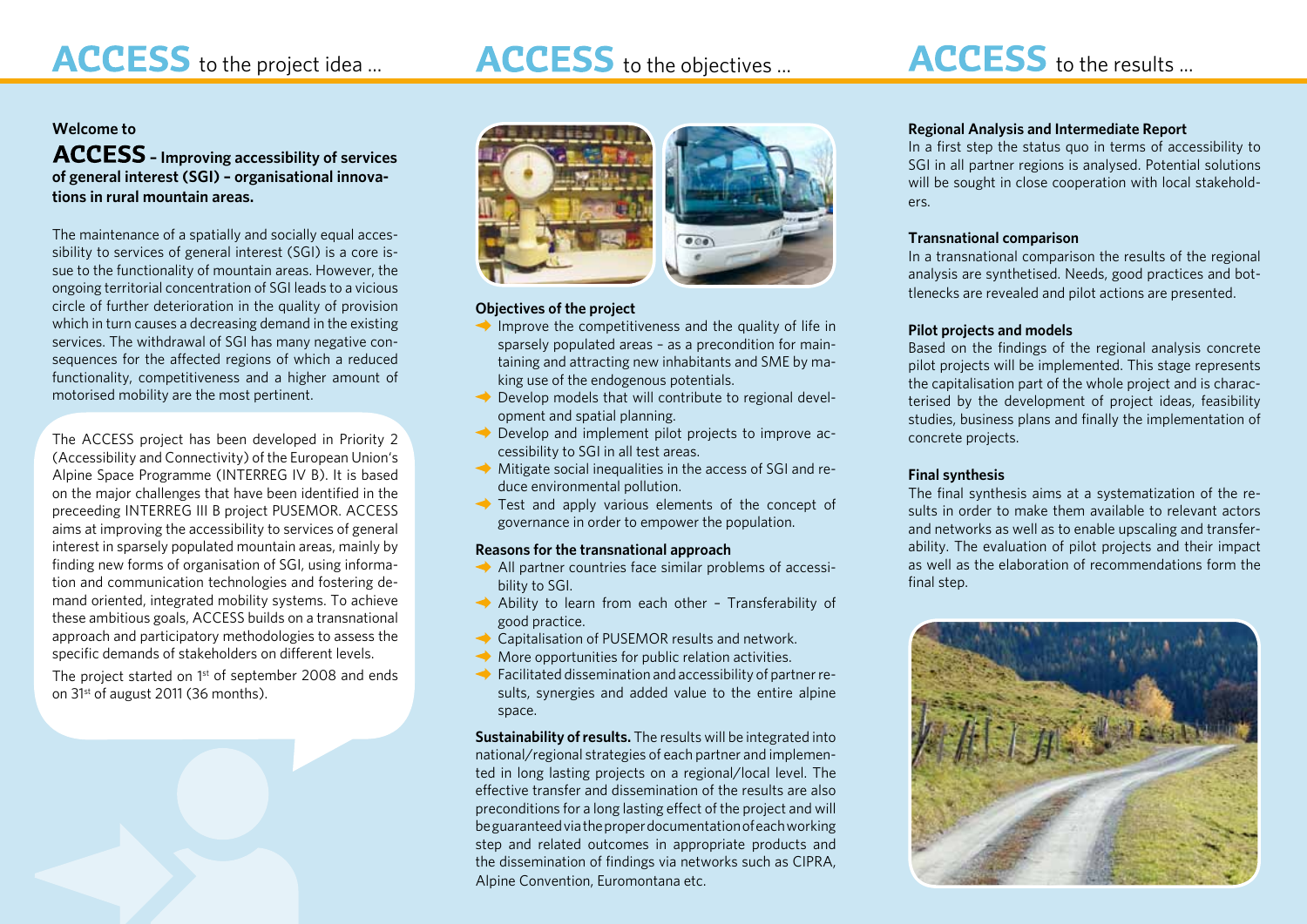# ACCESS to the project idea ...

**Welcome to**

**ACCESS – Improving accessibility of services of general interest (SGI) – organisational innovations in rural mountain areas.**

The maintenance of a spatially and socially equal accessibility to services of general interest (SGI) is a core issue to the functionality of mountain areas. However, the ongoing territorial concentration of SGI leads to a vicious circle of further deterioration in the quality of provision which in turn causes a decreasing demand in the existing services. The withdrawal of SGI has many negative consequences for the affected regions of which a reduced functionality, competitiveness and a higher amount of motorised mobility are the most pertinent.

The ACCESS project has been developed in Priority 2 (Accessibility and Connectivity) of the European Union's Alpine Space Programme (INTERREG IV B). It is based on the major challenges that have been identified in the preceeding INTERREG III B project PUSEMOR. ACCESS aims at improving the accessibility to services of general interest in sparsely populated mountain areas, mainly by finding new forms of organisation of SGI, using information and communication technologies and fostering demand oriented, integrated mobility systems. To achieve these ambitious goals, ACCESS builds on a transnational approach and participatory methodologies to assess the specific demands of stakeholders on different levels.

The project started on 1st of september 2008 and ends on 31st of august 2011 (36 months).

# ACCESS to the objectives ...

**Objectives of the project**

- Improve the competitiveness and the quality of life in sparsely populated areas – as a precondition for maintaining and attracting new inhabitants and SME by making use of the endogenous potentials.
- Develop models that will contribute to regional development and spatial planning.
- Develop and implement pilot projects to improve accessibility to SGI in all test areas.
- Mitigate social inequalities in the access of SGI and reduce environmental pollution.
- Test and apply various elements of the concept of governance in order to empower the population.

**Reasons for the transnational approach**

- All partner countries face similar problems of accessibility to SGI.
- Ability to learn from each other – Transferability of good practice.
- Capitalisation of PUSEMOR results and network.
- More opportunities for public relation activities.
- Facilitated dissemination and accessibility of partner results, synergies and added value to the entire alpine space.

**Sustainability of results.** The results will be integrated into national/regional strategies of each partner and implemented in long lasting projects on a regional/local level. The effective transfer and dissemination of the results are also preconditions for a long lasting effect of the project and will be guaranteed via the proper documentation of each working step and related outcomes in appropriate products and the dissemination of findings via networks such as CIPRA, Alpine Convention, Euromontana etc.

# ACCESS to the results ...

**Regional Analysis and Intermediate Report**

In a first step the status quo in terms of accessibility to SGI in all partner regions is analysed. Potential solutions will be sought in close cooperation with local stakeholders.

**Transnational comparison**

In a transnational comparison the results of the regional analysis are synthetised. Needs, good practices and bottlenecks are revealed and pilot actions are presented.

**Pilot projects and models**

Based on the findings of the regional analysis concrete pilot projects will be implemented. This stage represents the capitalisation part of the whole project and is characterised by the development of project ideas, feasibility studies, business plans and finally the implementation of concrete projects.

**Final synthesis**

The final synthesis aims at a systematization of the results in order to make them available to relevant actors and networks as well as to enable upscaling and transferability. The evaluation of pilot projects and their impact as well as the elaboration of recommendations form the final step.